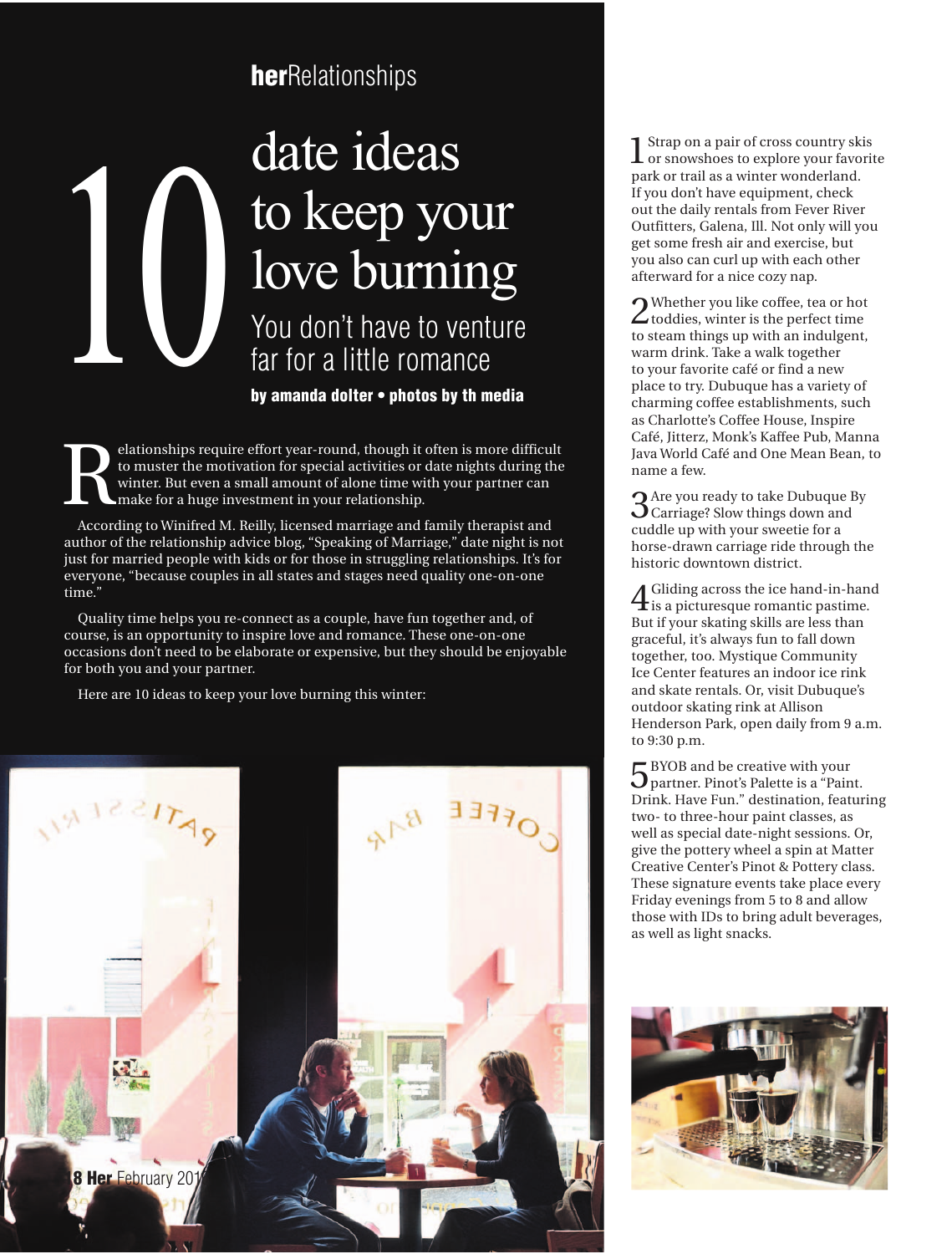herRelationships

# 10 date ideas to keep your love burning

## You don't have to venture far for a little romance

**by amanda dolter • photos by th media**

Relationships require effort year-round, though it often is more difficult to muster the motivation for special activities or date nights during the winter. But even a small amount of alone time with your partner can make for a huge investment in your relationship.

According to Winifred M. Reilly, licensed marriage and family therapist and author of the relationship advice blog, "Speaking of Marriage," date night is not just for married people with kids or for those in struggling relationships. It's for everyone, "because couples in all states and stages need quality one-on-one time."

Quality time helps you re-connect as a couple, have fun together and, of course, is an opportunity to inspire love and romance. These one-on-one occasions don't need to be elaborate or expensive, but they should be enjoyable for both you and your partner.

Here are 10 ideas to keep your love burning this winter:

1 Strap on a pair of cross country skis or snowshoes to explore your favorite park or trail as a winter wonderland. If you don't have equipment, check out the daily rentals from Fever River Outfitters, Galena, Ill. Not only will you get some fresh air and exercise, but you also can curl up with each other afterward for a nice cozy nap.

2 Whether you like coffee, tea or hot toddies, winter is the perfect time to steam things up with an indulgent, warm drink. Take a walk together to your favorite café or find a new place to try. Dubuque has a variety of charming coffee establishments, such as Charlotte's Coffee House, Inspire Café, Jitterz, Monk's Kaffee Pub, Manna Java World Café and One Mean Bean, to name a few.

3 Are you ready to take Dubuque By Carriage? Slow things down and cuddle up with your sweetie for a horse-drawn carriage ride through the historic downtown district.

4 Gliding across the ice hand-in-hand is a picturesque romantic pastime. But if your skating skills are less than graceful, it's always fun to fall down together, too. Mystique Community Ice Center features an indoor ice rink and skate rentals. Or, visit Dubuque's outdoor skating rink at Allison Henderson Park, open daily from 9 a.m. to 9:30 p.m.

5 BYOB and be creative with your partner. Pinot's Palette is a "Paint. Drink. Have Fun." destination, featuring two- to three-hour paint classes, as well as special date-night sessions. Or, give the pottery wheel a spin at Matter Creative Center's Pinot & Pottery class. These signature events take place every Friday evenings from 5 to 8 and allow those with IDs to bring adult beverages, as well as light snacks.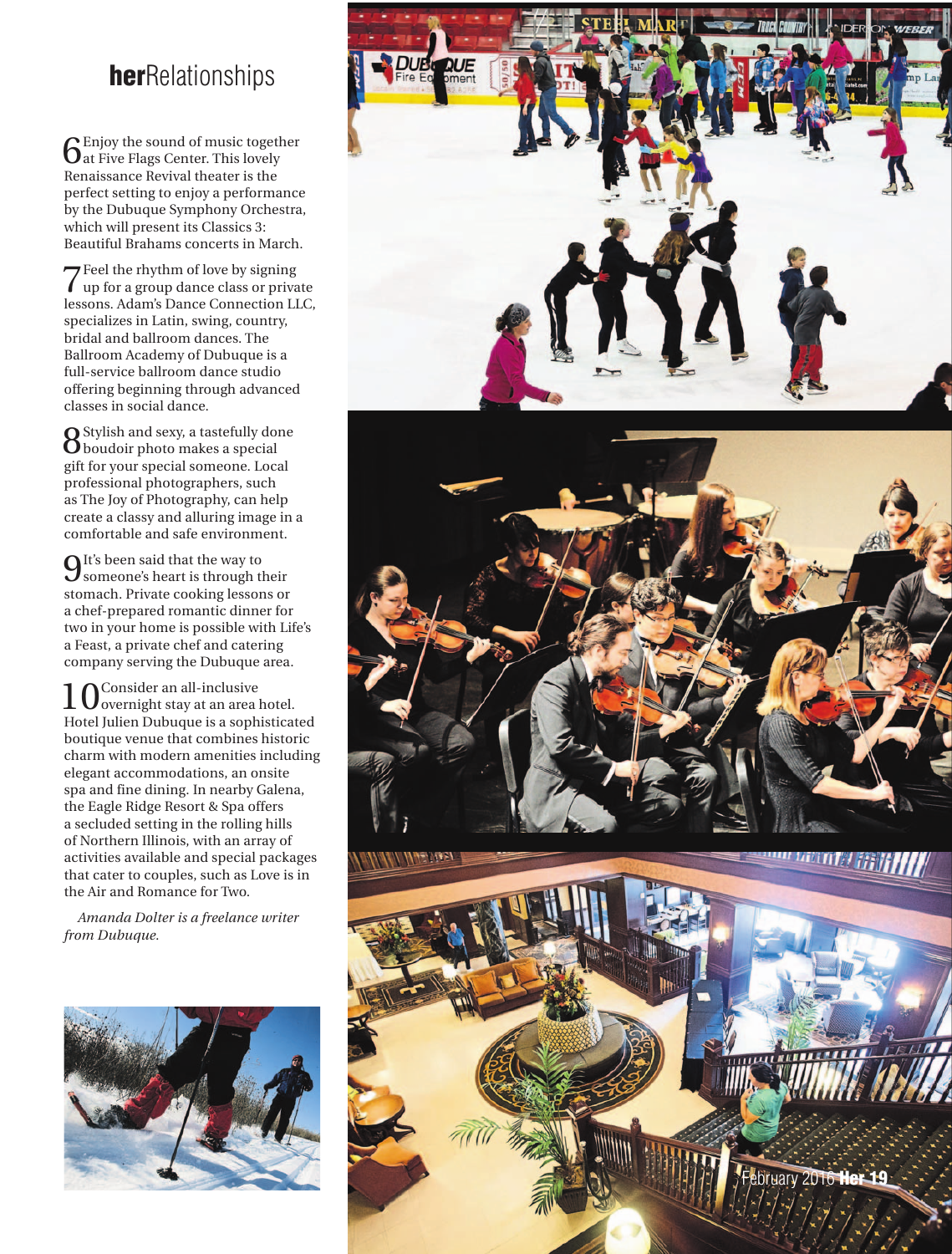# herRelationships

**6** Enjoy the sound of music together at Five Flags Center. This lovely Renaissance Revival theater is the perfect setting to enjoy a performance by the Dubuque Symphony Orchestra, which will present its Classics 3: Beautiful Brahams concerts in March.

**7** Feel the rhythm of love by signing up for a group dance class or private lessons. Adam's Dance Connection LLC, specializes in Latin, swing, country, bridal and ballroom dances. The Ballroom Academy of Dubuque is a full-service ballroom dance studio offering beginning through advanced classes in social dance.

**8** Stylish and sexy, a tastefully done boudoir photo makes a special gift for your special someone. Local professional photographers, such as The Joy of Photography, can help create a classy and alluring image in a comfortable and safe environment.

**9** It's been said that the way to someone's heart is through their stomach. Private cooking lessons or a chef-prepared romantic dinner for two in your home is possible with Life's a Feast, a private chef and catering company serving the Dubuque area.

**10** Consider an all-inclusive overnight stay at an area hotel. Hotel Julien Dubuque is a sophisticated boutique venue that combines historic charm with modern amenities including elegant accommodations, an onsite spa and fine dining. In nearby Galena, the Eagle Ridge Resort & Spa offers a secluded setting in the rolling hills of Northern Illinois, with an array of activities available and special packages that cater to couples, such as Love is in the Air and Romance for Two.

*Amanda Dolter is a freelance writer from Dubuque.*